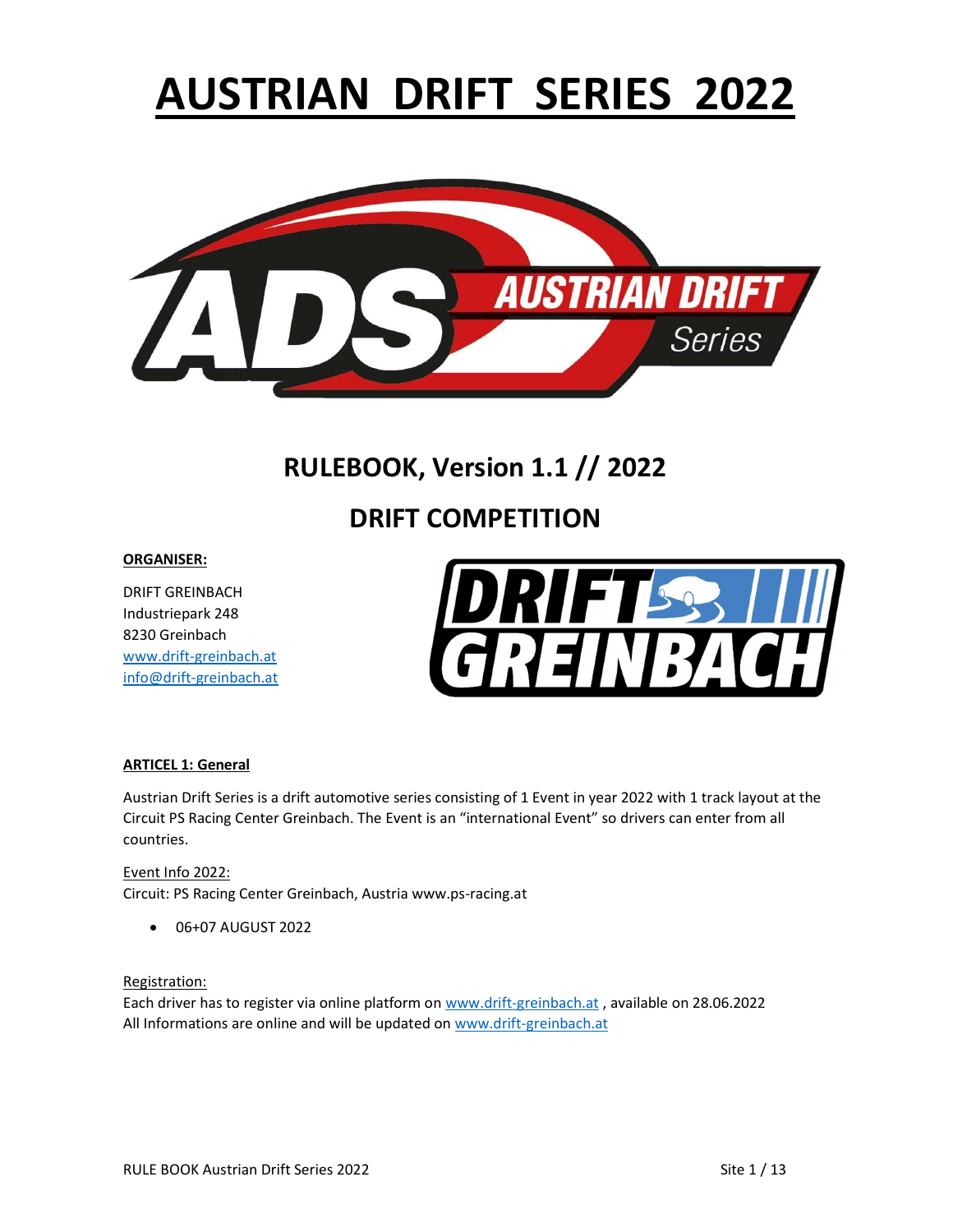# AUSTRIAN DRIFT SERIES 2022

## RULEBOOK, Version 1.1 // 2022

## DRIFT COMPETITION

**ORGANISER:**

DRIFT GREINBACH
Industriepark 248
8230 Greinbach
www.drift-greinbach.at
info@drift-greinbach.at

### ARTICEL 1: General

Austrian Drift Series is a drift automotive series consisting of 1 Event in year 2022 with 1 track layout at the Circuit PS Racing Center Greinbach. The Event is an "international Event" so drivers can enter from all countries.

Event Info 2022:
Circuit: PS Racing Center Greinbach, Austria www.ps-racing.at

- 06+07 AUGUST 2022

Registration:
Each driver has to register via online platform on www.drift-greinbach.at , available on 28.06.2022
All Informations are online and will be updated on www.drift-greinbach.at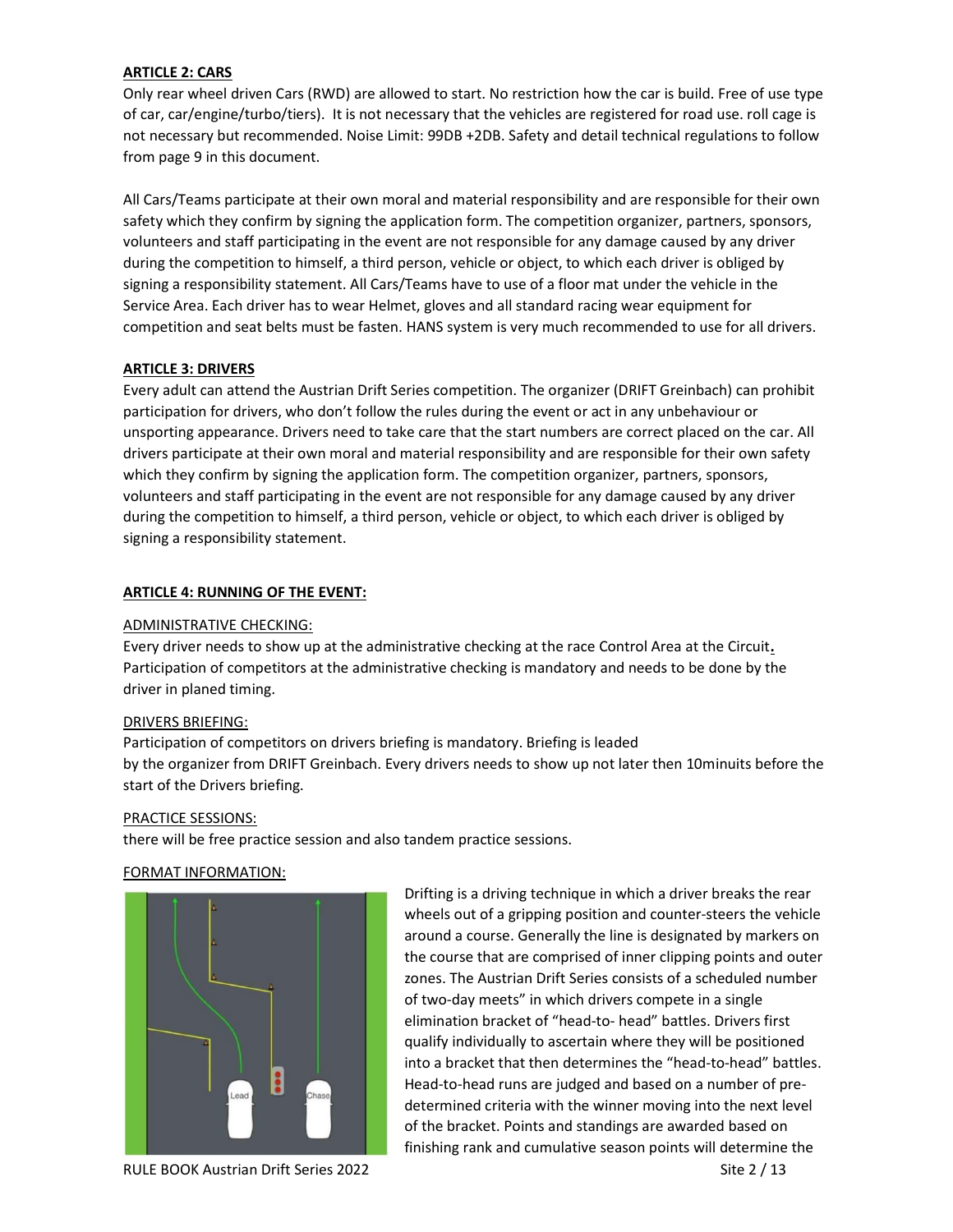**ARTICLE 2: CARS**

Only rear wheel driven Cars (RWD) are allowed to start. No restriction how the car is build. Free of use type of car, car/engine/turbo/tiers). It is not necessary that the vehicles are registered for road use. roll cage is not necessary but recommended. Noise Limit: 99DB +2DB. Safety and detail technical regulations to follow from page 9 in this document.

All Cars/Teams participate at their own moral and material responsibility and are responsible for their own safety which they confirm by signing the application form. The competition organizer, partners, sponsors, volunteers and staff participating in the event are not responsible for any damage caused by any driver during the competition to himself, a third person, vehicle or object, to which each driver is obliged by signing a responsibility statement. All Cars/Teams have to use of a floor mat under the vehicle in the Service Area. Each driver has to wear Helmet, gloves and all standard racing wear equipment for competition and seat belts must be fasten. HANS system is very much recommended to use for all drivers.

**ARTICLE 3: DRIVERS**

Every adult can attend the Austrian Drift Series competition. The organizer (DRIFT Greinbach) can prohibit participation for drivers, who don't follow the rules during the event or act in any unbehaviour or unsporting appearance. Drivers need to take care that the start numbers are correct placed on the car. All drivers participate at their own moral and material responsibility and are responsible for their own safety which they confirm by signing the application form. The competition organizer, partners, sponsors, volunteers and staff participating in the event are not responsible for any damage caused by any driver during the competition to himself, a third person, vehicle or object, to which each driver is obliged by signing a responsibility statement.

**ARTICLE 4: RUNNING OF THE EVENT:**

ADMINISTRATIVE CHECKING:

Every driver needs to show up at the administrative checking at the race Control Area at the Circuit**.** Participation of competitors at the administrative checking is mandatory and needs to be done by the driver in planed timing.

DRIVERS BRIEFING:

Participation of competitors on drivers briefing is mandatory. Briefing is leaded by the organizer from DRIFT Greinbach. Every drivers needs to show up not later then 10minuits before the start of the Drivers briefing.

PRACTICE SESSIONS:

there will be free practice session and also tandem practice sessions.

FORMAT INFORMATION:

Drifting is a driving technique in which a driver breaks the rear wheels out of a gripping position and counter-steers the vehicle around a course. Generally the line is designated by markers on the course that are comprised of inner clipping points and outer zones. The Austrian Drift Series consists of a scheduled number of two-day meets" in which drivers compete in a single elimination bracket of "head-to- head" battles. Drivers first qualify individually to ascertain where they will be positioned into a bracket that then determines the "head-to-head" battles. Head-to-head runs are judged and based on a number of pre-determined criteria with the winner moving into the next level of the bracket. Points and standings are awarded based on finishing rank and cumulative season points will determine the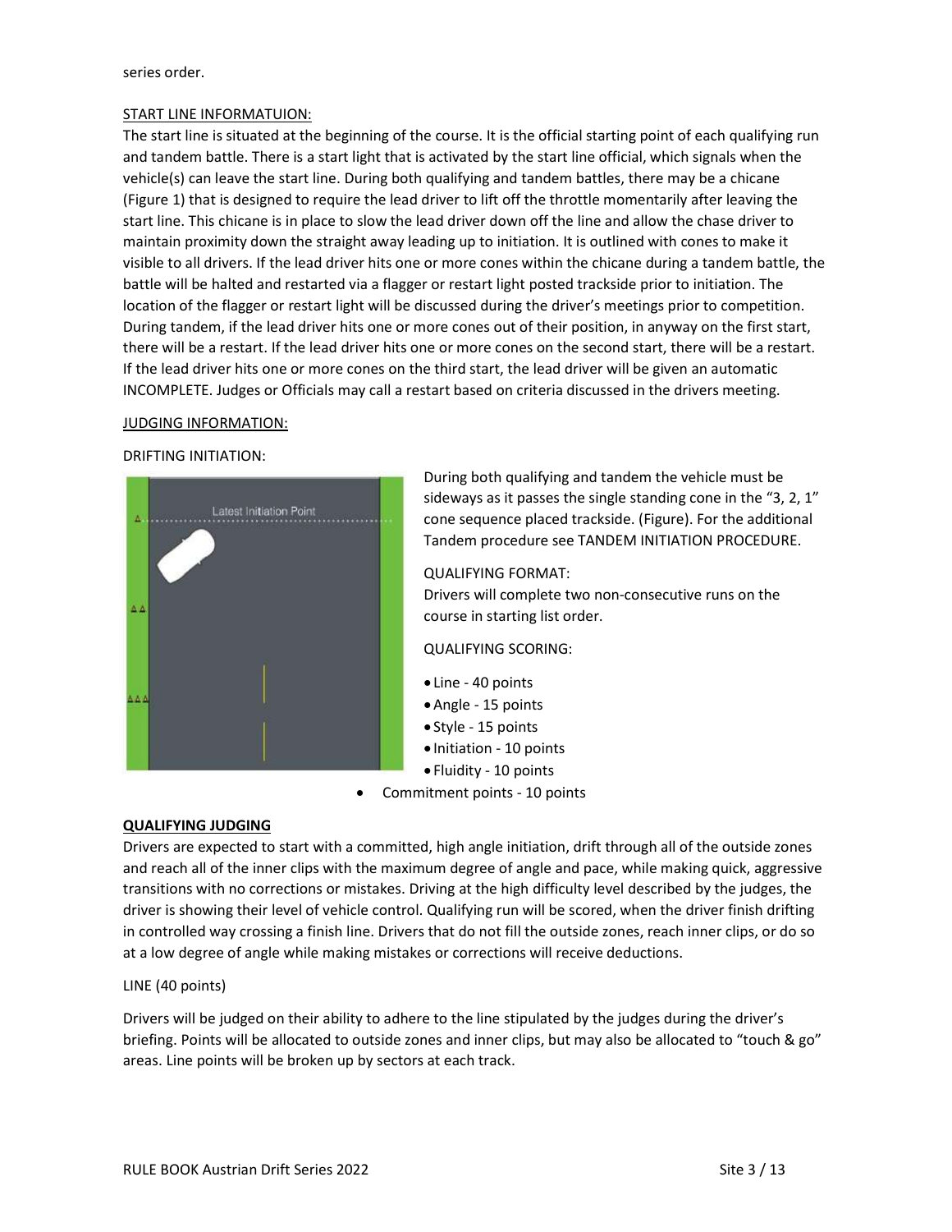series order.

START LINE INFORMATUION:

The start line is situated at the beginning of the course. It is the official starting point of each qualifying run and tandem battle. There is a start light that is activated by the start line official, which signals when the vehicle(s) can leave the start line. During both qualifying and tandem battles, there may be a chicane (Figure 1) that is designed to require the lead driver to lift off the throttle momentarily after leaving the start line. This chicane is in place to slow the lead driver down off the line and allow the chase driver to maintain proximity down the straight away leading up to initiation. It is outlined with cones to make it visible to all drivers. If the lead driver hits one or more cones within the chicane during a tandem battle, the battle will be halted and restarted via a flagger or restart light posted trackside prior to initiation. The location of the flagger or restart light will be discussed during the driver's meetings prior to competition. During tandem, if the lead driver hits one or more cones out of their position, in anyway on the first start, there will be a restart. If the lead driver hits one or more cones on the second start, there will be a restart. If the lead driver hits one or more cones on the third start, the lead driver will be given an automatic INCOMPLETE. Judges or Officials may call a restart based on criteria discussed in the drivers meeting.

JUDGING INFORMATION:

DRIFTING INITIATION:

Latest Initiation Point

During both qualifying and tandem the vehicle must be sideways as it passes the single standing cone in the "3, 2, 1" cone sequence placed trackside. (Figure). For the additional Tandem procedure see TANDEM INITIATION PROCEDURE.

QUALIFYING FORMAT:

Drivers will complete two non-consecutive runs on the course in starting list order.

QUALIFYING SCORING:

- Line - 40 points
- Angle - 15 points
- Style - 15 points
- Initiation - 10 points
- Fluidity - 10 points
- Commitment points - 10 points

**QUALIFYING JUDGING**

Drivers are expected to start with a committed, high angle initiation, drift through all of the outside zones and reach all of the inner clips with the maximum degree of angle and pace, while making quick, aggressive transitions with no corrections or mistakes. Driving at the high difficulty level described by the judges, the driver is showing their level of vehicle control. Qualifying run will be scored, when the driver finish drifting in controlled way crossing a finish line. Drivers that do not fill the outside zones, reach inner clips, or do so at a low degree of angle while making mistakes or corrections will receive deductions.

LINE (40 points)

Drivers will be judged on their ability to adhere to the line stipulated by the judges during the driver's briefing. Points will be allocated to outside zones and inner clips, but may also be allocated to "touch & go" areas. Line points will be broken up by sectors at each track.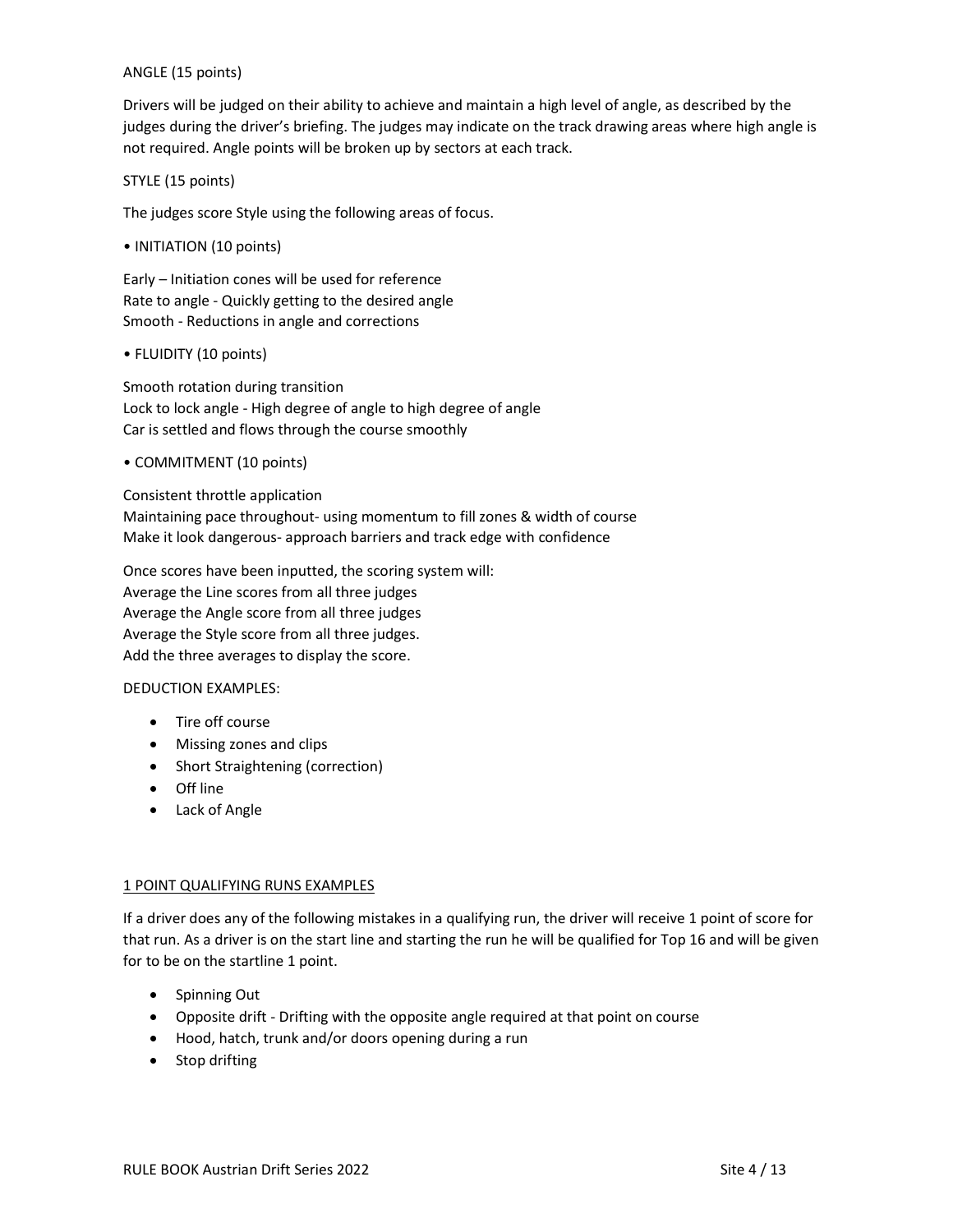ANGLE (15 points)

Drivers will be judged on their ability to achieve and maintain a high level of angle, as described by the judges during the driver's briefing. The judges may indicate on the track drawing areas where high angle is not required. Angle points will be broken up by sectors at each track.

STYLE (15 points)

The judges score Style using the following areas of focus.

• INITIATION (10 points)

Early – Initiation cones will be used for reference
Rate to angle - Quickly getting to the desired angle
Smooth - Reductions in angle and corrections

• FLUIDITY (10 points)

Smooth rotation during transition
Lock to lock angle - High degree of angle to high degree of angle
Car is settled and flows through the course smoothly

• COMMITMENT (10 points)

Consistent throttle application
Maintaining pace throughout- using momentum to fill zones & width of course
Make it look dangerous- approach barriers and track edge with confidence

Once scores have been inputted, the scoring system will:
Average the Line scores from all three judges
Average the Angle score from all three judges
Average the Style score from all three judges.
Add the three averages to display the score.

DEDUCTION EXAMPLES:

- Tire off course
- Missing zones and clips
- Short Straightening (correction)
- Off line
- Lack of Angle

<u>1 POINT QUALIFYING RUNS EXAMPLES</u>

If a driver does any of the following mistakes in a qualifying run, the driver will receive 1 point of score for that run. As a driver is on the start line and starting the run he will be qualified for Top 16 and will be given for to be on the startline 1 point.

- Spinning Out
- Opposite drift - Drifting with the opposite angle required at that point on course
- Hood, hatch, trunk and/or doors opening during a run
- Stop drifting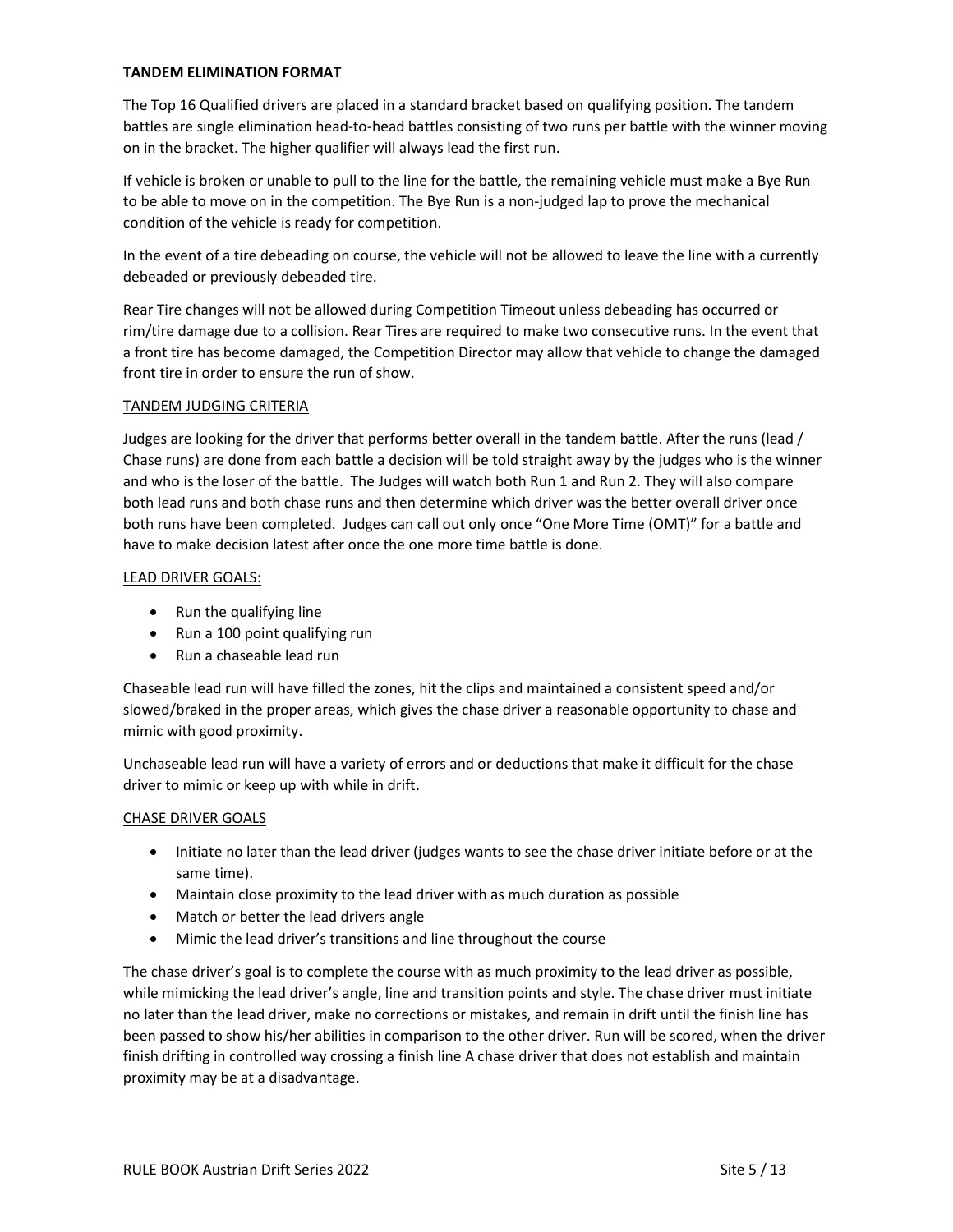## TANDEM ELIMINATION FORMAT

The Top 16 Qualified drivers are placed in a standard bracket based on qualifying position. The tandem battles are single elimination head-to-head battles consisting of two runs per battle with the winner moving on in the bracket. The higher qualifier will always lead the first run.

If vehicle is broken or unable to pull to the line for the battle, the remaining vehicle must make a Bye Run to be able to move on in the competition. The Bye Run is a non-judged lap to prove the mechanical condition of the vehicle is ready for competition.

In the event of a tire debeading on course, the vehicle will not be allowed to leave the line with a currently debeaded or previously debeaded tire.

Rear Tire changes will not be allowed during Competition Timeout unless debeading has occurred or rim/tire damage due to a collision. Rear Tires are required to make two consecutive runs. In the event that a front tire has become damaged, the Competition Director may allow that vehicle to change the damaged front tire in order to ensure the run of show.

### TANDEM JUDGING CRITERIA

Judges are looking for the driver that performs better overall in the tandem battle. After the runs (lead / Chase runs) are done from each battle a decision will be told straight away by the judges who is the winner and who is the loser of the battle. The Judges will watch both Run 1 and Run 2. They will also compare both lead runs and both chase runs and then determine which driver was the better overall driver once both runs have been completed. Judges can call out only once "One More Time (OMT)" for a battle and have to make decision latest after once the one more time battle is done.

### LEAD DRIVER GOALS:

- Run the qualifying line
- Run a 100 point qualifying run
- Run a chaseable lead run

Chaseable lead run will have filled the zones, hit the clips and maintained a consistent speed and/or slowed/braked in the proper areas, which gives the chase driver a reasonable opportunity to chase and mimic with good proximity.

Unchaseable lead run will have a variety of errors and or deductions that make it difficult for the chase driver to mimic or keep up with while in drift.

### CHASE DRIVER GOALS

- Initiate no later than the lead driver (judges wants to see the chase driver initiate before or at the same time).
- Maintain close proximity to the lead driver with as much duration as possible
- Match or better the lead drivers angle
- Mimic the lead driver's transitions and line throughout the course

The chase driver's goal is to complete the course with as much proximity to the lead driver as possible, while mimicking the lead driver's angle, line and transition points and style. The chase driver must initiate no later than the lead driver, make no corrections or mistakes, and remain in drift until the finish line has been passed to show his/her abilities in comparison to the other driver. Run will be scored, when the driver finish drifting in controlled way crossing a finish line A chase driver that does not establish and maintain proximity may be at a disadvantage.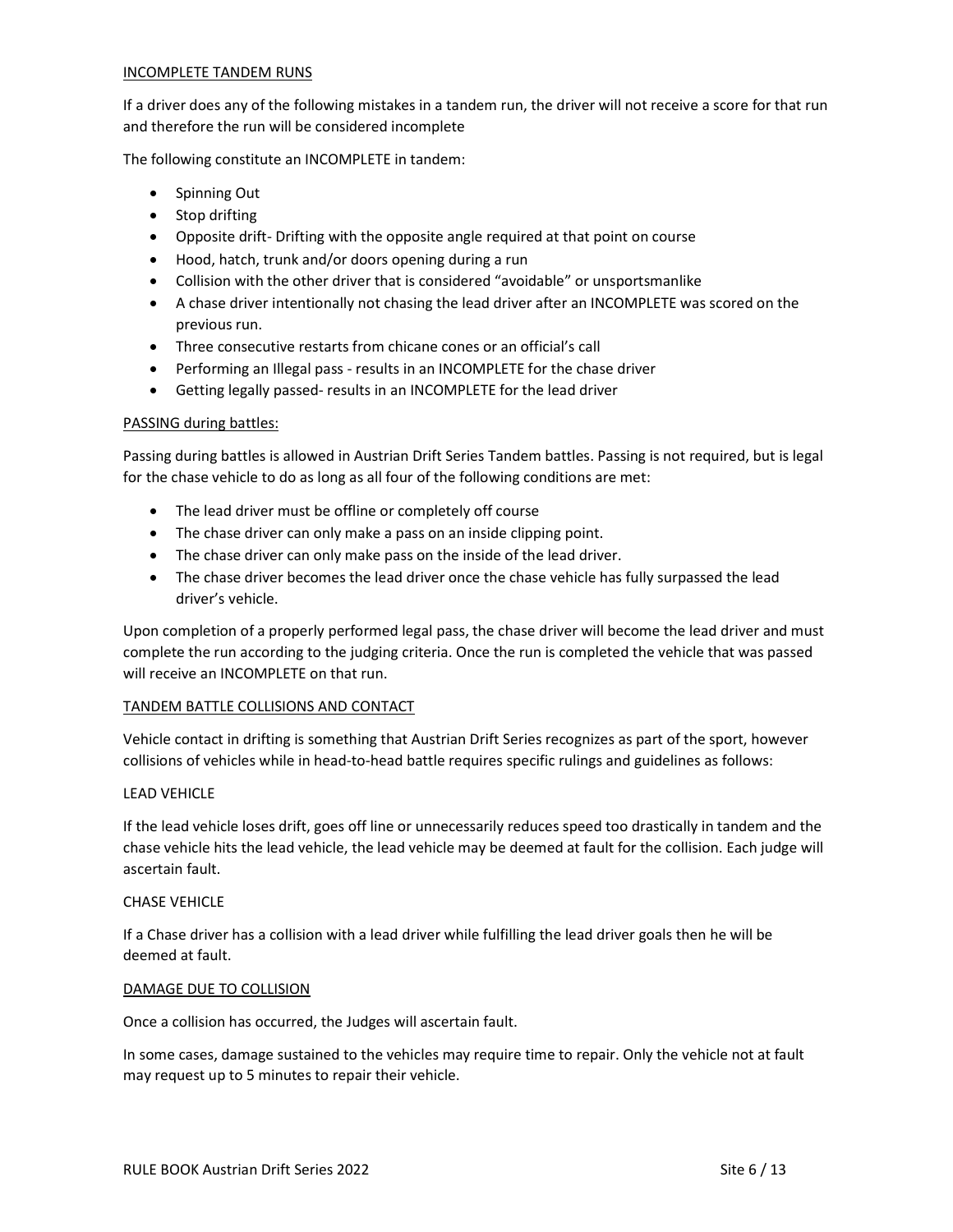## INCOMPLETE TANDEM RUNS

If a driver does any of the following mistakes in a tandem run, the driver will not receive a score for that run and therefore the run will be considered incomplete

The following constitute an INCOMPLETE in tandem:

- Spinning Out
- Stop drifting
- Opposite drift- Drifting with the opposite angle required at that point on course
- Hood, hatch, trunk and/or doors opening during a run
- Collision with the other driver that is considered "avoidable" or unsportsmanlike
- A chase driver intentionally not chasing the lead driver after an INCOMPLETE was scored on the previous run.
- Three consecutive restarts from chicane cones or an official's call
- Performing an Illegal pass - results in an INCOMPLETE for the chase driver
- Getting legally passed- results in an INCOMPLETE for the lead driver

## PASSING during battles:

Passing during battles is allowed in Austrian Drift Series Tandem battles. Passing is not required, but is legal for the chase vehicle to do as long as all four of the following conditions are met:

- The lead driver must be offline or completely off course
- The chase driver can only make a pass on an inside clipping point.
- The chase driver can only make pass on the inside of the lead driver.
- The chase driver becomes the lead driver once the chase vehicle has fully surpassed the lead driver's vehicle.

Upon completion of a properly performed legal pass, the chase driver will become the lead driver and must complete the run according to the judging criteria. Once the run is completed the vehicle that was passed will receive an INCOMPLETE on that run.

## TANDEM BATTLE COLLISIONS AND CONTACT

Vehicle contact in drifting is something that Austrian Drift Series recognizes as part of the sport, however collisions of vehicles while in head-to-head battle requires specific rulings and guidelines as follows:

### LEAD VEHICLE

If the lead vehicle loses drift, goes off line or unnecessarily reduces speed too drastically in tandem and the chase vehicle hits the lead vehicle, the lead vehicle may be deemed at fault for the collision. Each judge will ascertain fault.

### CHASE VEHICLE

If a Chase driver has a collision with a lead driver while fulfilling the lead driver goals then he will be deemed at fault.

## DAMAGE DUE TO COLLISION

Once a collision has occurred, the Judges will ascertain fault.

In some cases, damage sustained to the vehicles may require time to repair. Only the vehicle not at fault may request up to 5 minutes to repair their vehicle.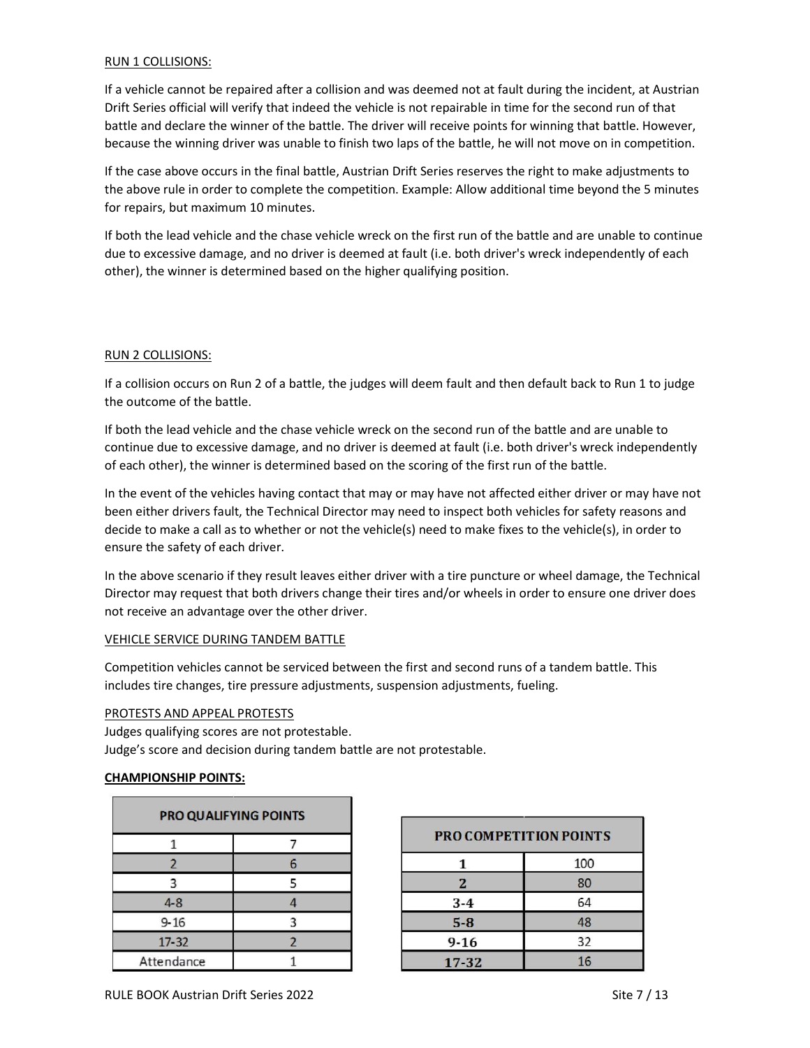RUN 1 COLLISIONS:

If a vehicle cannot be repaired after a collision and was deemed not at fault during the incident, at Austrian Drift Series official will verify that indeed the vehicle is not repairable in time for the second run of that battle and declare the winner of the battle. The driver will receive points for winning that battle. However, because the winning driver was unable to finish two laps of the battle, he will not move on in competition.

If the case above occurs in the final battle, Austrian Drift Series reserves the right to make adjustments to the above rule in order to complete the competition. Example: Allow additional time beyond the 5 minutes for repairs, but maximum 10 minutes.

If both the lead vehicle and the chase vehicle wreck on the first run of the battle and are unable to continue due to excessive damage, and no driver is deemed at fault (i.e. both driver's wreck independently of each other), the winner is determined based on the higher qualifying position.

RUN 2 COLLISIONS:

If a collision occurs on Run 2 of a battle, the judges will deem fault and then default back to Run 1 to judge the outcome of the battle.

If both the lead vehicle and the chase vehicle wreck on the second run of the battle and are unable to continue due to excessive damage, and no driver is deemed at fault (i.e. both driver's wreck independently of each other), the winner is determined based on the scoring of the first run of the battle.

In the event of the vehicles having contact that may or may have not affected either driver or may have not been either drivers fault, the Technical Director may need to inspect both vehicles for safety reasons and decide to make a call as to whether or not the vehicle(s) need to make fixes to the vehicle(s), in order to ensure the safety of each driver.

In the above scenario if they result leaves either driver with a tire puncture or wheel damage, the Technical Director may request that both drivers change their tires and/or wheels in order to ensure one driver does not receive an advantage over the other driver.

VEHICLE SERVICE DURING TANDEM BATTLE

Competition vehicles cannot be serviced between the first and second runs of a tandem battle. This includes tire changes, tire pressure adjustments, suspension adjustments, fueling.

PROTESTS AND APPEAL PROTESTS

Judges qualifying scores are not protestable.
Judge's score and decision during tandem battle are not protestable.

**CHAMPIONSHIP POINTS:**

| PRO QUALIFYING POINTS | |
|---|---|
| 1 | 7 |
| 2 | 6 |
| 3 | 5 |
| 4-8 | 4 |
| 9-16 | 3 |
| 17-32 | 2 |
| Attendance | 1 |

| PRO COMPETITION POINTS | |
|---|---|
| 1 | 100 |
| 2 | 80 |
| 3-4 | 64 |
| 5-8 | 48 |
| 9-16 | 32 |
| 17-32 | 16 |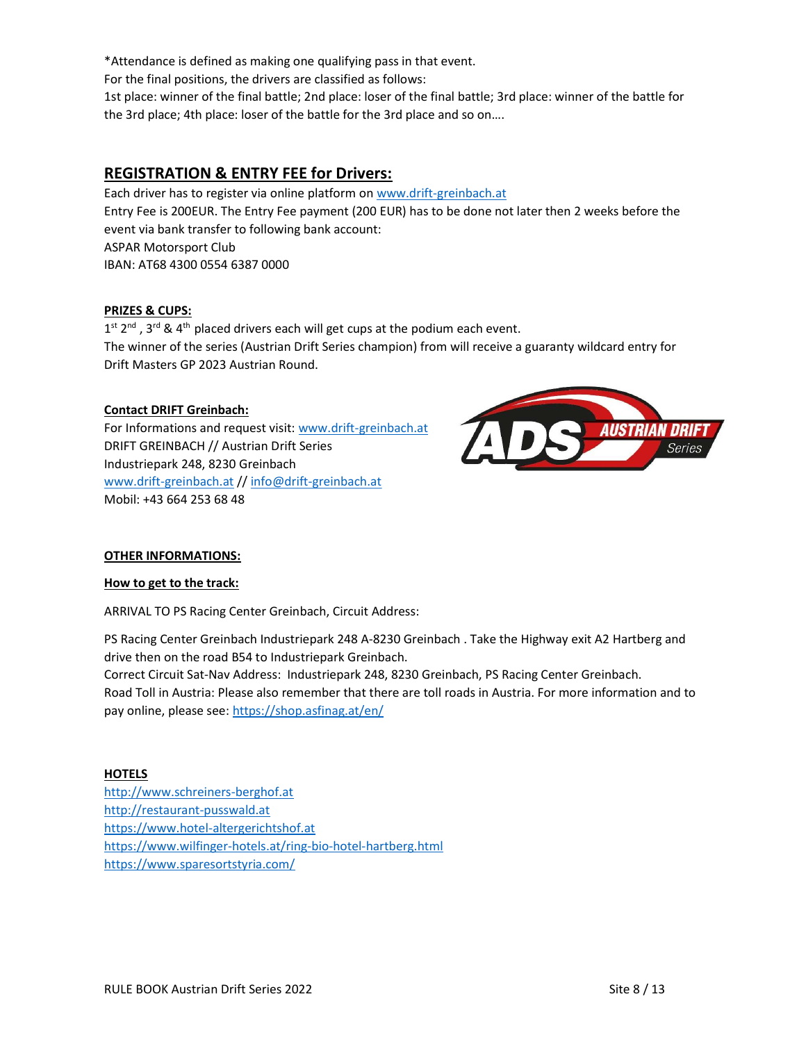*Attendance is defined as making one qualifying pass in that event.
For the final positions, the drivers are classified as follows:
1st place: winner of the final battle; 2nd place: loser of the final battle; 3rd place: winner of the battle for the 3rd place; 4th place: loser of the battle for the 3rd place and so on….

## REGISTRATION & ENTRY FEE for Drivers:

Each driver has to register via online platform on www.drift-greinbach.at
Entry Fee is 200EUR. The Entry Fee payment (200 EUR) has to be done not later then 2 weeks before the event via bank transfer to following bank account:
ASPAR Motorsport Club
IBAN: AT68 4300 0554 6387 0000

**PRIZES & CUPS:**

1st 2nd , 3rd & 4th placed drivers each will get cups at the podium each event.
The winner of the series (Austrian Drift Series champion) from will receive a guaranty wildcard entry for Drift Masters GP 2023 Austrian Round.

**Contact DRIFT Greinbach:**

For Informations and request visit: www.drift-greinbach.at
DRIFT GREINBACH // Austrian Drift Series
Industriepark 248, 8230 Greinbach
www.drift-greinbach.at // info@drift-greinbach.at
Mobil: +43 664 253 68 48

**OTHER INFORMATIONS:**

**How to get to the track:**

ARRIVAL TO PS Racing Center Greinbach, Circuit Address:

PS Racing Center Greinbach Industriepark 248 A-8230 Greinbach . Take the Highway exit A2 Hartberg and drive then on the road B54 to Industriepark Greinbach.
Correct Circuit Sat-Nav Address: Industriepark 248, 8230 Greinbach, PS Racing Center Greinbach.
Road Toll in Austria: Please also remember that there are toll roads in Austria. For more information and to pay online, please see: https://shop.asfinag.at/en/

**HOTELS**

http://www.schreiners-berghof.at
http://restaurant-pusswald.at
https://www.hotel-altergerichtshof.at
https://www.wilfinger-hotels.at/ring-bio-hotel-hartberg.html
https://www.sparesortstyria.com/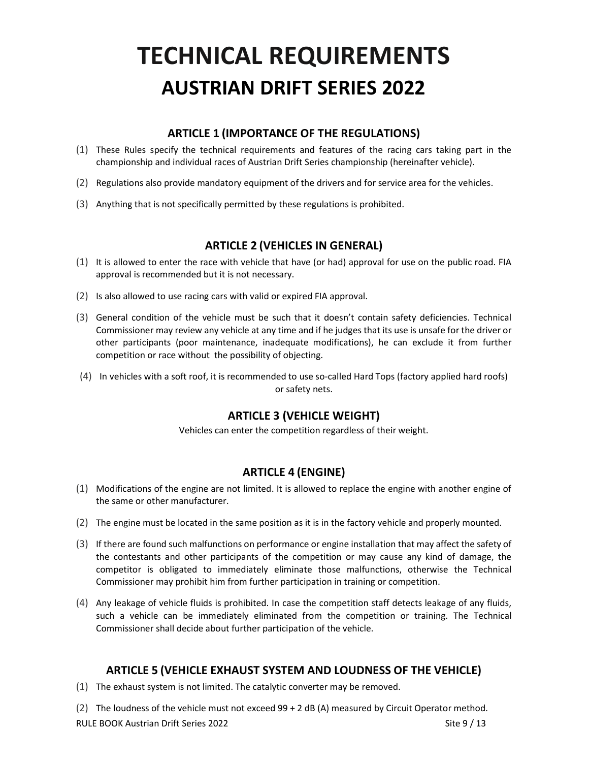# TECHNICAL REQUIREMENTS
## AUSTRIAN DRIFT SERIES 2022

### ARTICLE 1 (IMPORTANCE OF THE REGULATIONS)

(1) These Rules specify the technical requirements and features of the racing cars taking part in the championship and individual races of Austrian Drift Series championship (hereinafter vehicle).

(2) Regulations also provide mandatory equipment of the drivers and for service area for the vehicles.

(3) Anything that is not specifically permitted by these regulations is prohibited.

### ARTICLE 2 (VEHICLES IN GENERAL)

(1) It is allowed to enter the race with vehicle that have (or had) approval for use on the public road. FIA approval is recommended but it is not necessary.

(2) Is also allowed to use racing cars with valid or expired FIA approval.

(3) General condition of the vehicle must be such that it doesn't contain safety deficiencies. Technical Commissioner may review any vehicle at any time and if he judges that its use is unsafe for the driver or other participants (poor maintenance, inadequate modifications), he can exclude it from further competition or race without the possibility of objecting.

(4) In vehicles with a soft roof, it is recommended to use so-called Hard Tops (factory applied hard roofs) or safety nets.

### ARTICLE 3 (VEHICLE WEIGHT)

Vehicles can enter the competition regardless of their weight.

### ARTICLE 4 (ENGINE)

(1) Modifications of the engine are not limited. It is allowed to replace the engine with another engine of the same or other manufacturer.

(2) The engine must be located in the same position as it is in the factory vehicle and properly mounted.

(3) If there are found such malfunctions on performance or engine installation that may affect the safety of the contestants and other participants of the competition or may cause any kind of damage, the competitor is obligated to immediately eliminate those malfunctions, otherwise the Technical Commissioner may prohibit him from further participation in training or competition.

(4) Any leakage of vehicle fluids is prohibited. In case the competition staff detects leakage of any fluids, such a vehicle can be immediately eliminated from the competition or training. The Technical Commissioner shall decide about further participation of the vehicle.

### ARTICLE 5 (VEHICLE EXHAUST SYSTEM AND LOUDNESS OF THE VEHICLE)

(1) The exhaust system is not limited. The catalytic converter may be removed.

(2) The loudness of the vehicle must not exceed 99 + 2 dB (A) measured by Circuit Operator method.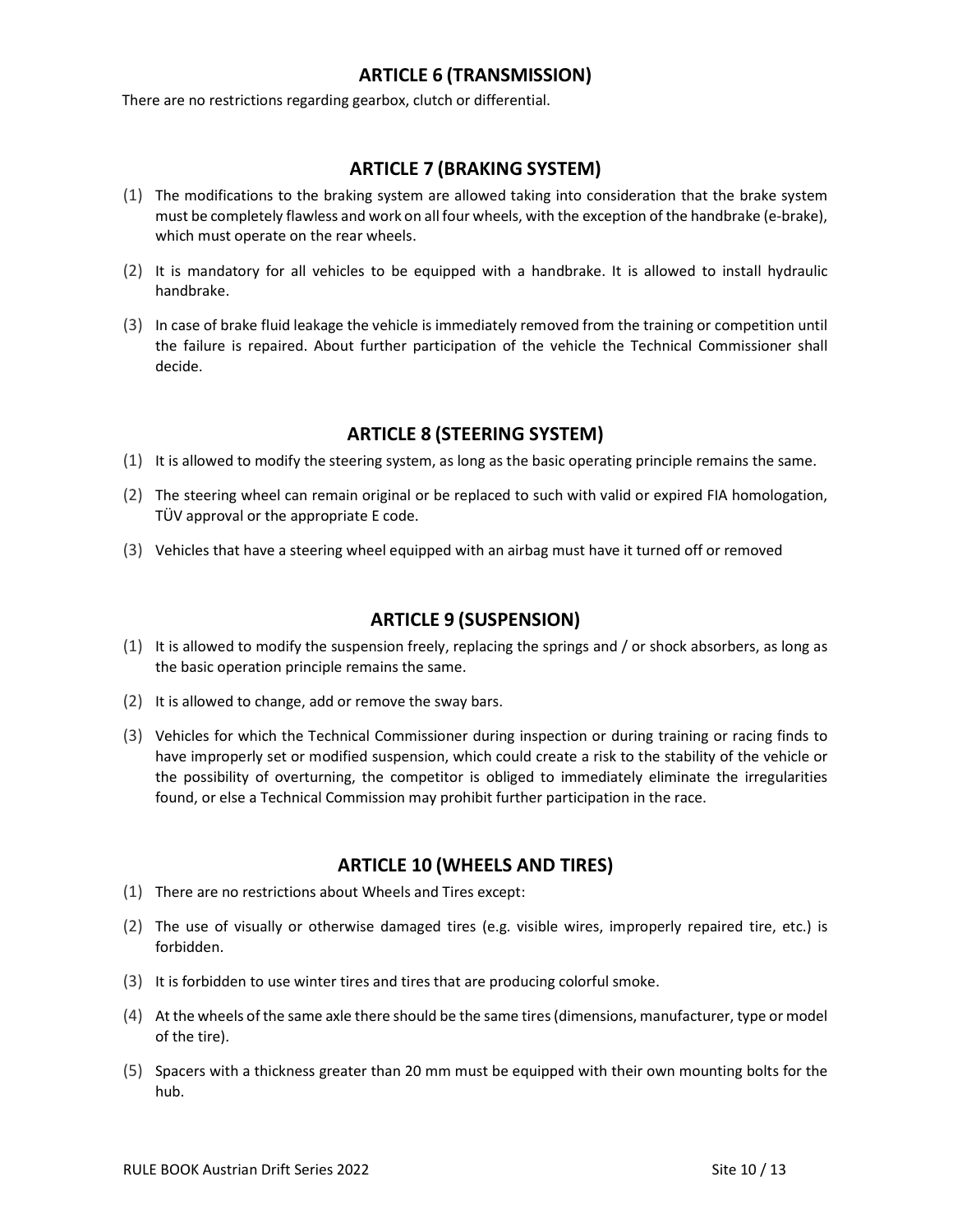## ARTICLE 6 (TRANSMISSION)

There are no restrictions regarding gearbox, clutch or differential.

## ARTICLE 7 (BRAKING SYSTEM)

(1) The modifications to the braking system are allowed taking into consideration that the brake system must be completely flawless and work on all four wheels, with the exception of the handbrake (e-brake), which must operate on the rear wheels.

(2) It is mandatory for all vehicles to be equipped with a handbrake. It is allowed to install hydraulic handbrake.

(3) In case of brake fluid leakage the vehicle is immediately removed from the training or competition until the failure is repaired. About further participation of the vehicle the Technical Commissioner shall decide.

## ARTICLE 8 (STEERING SYSTEM)

(1) It is allowed to modify the steering system, as long as the basic operating principle remains the same.

(2) The steering wheel can remain original or be replaced to such with valid or expired FIA homologation, TÜV approval or the appropriate E code.

(3) Vehicles that have a steering wheel equipped with an airbag must have it turned off or removed

## ARTICLE 9 (SUSPENSION)

(1) It is allowed to modify the suspension freely, replacing the springs and / or shock absorbers, as long as the basic operation principle remains the same.

(2) It is allowed to change, add or remove the sway bars.

(3) Vehicles for which the Technical Commissioner during inspection or during training or racing finds to have improperly set or modified suspension, which could create a risk to the stability of the vehicle or the possibility of overturning, the competitor is obliged to immediately eliminate the irregularities found, or else a Technical Commission may prohibit further participation in the race.

## ARTICLE 10 (WHEELS AND TIRES)

(1) There are no restrictions about Wheels and Tires except:

(2) The use of visually or otherwise damaged tires (e.g. visible wires, improperly repaired tire, etc.) is forbidden.

(3) It is forbidden to use winter tires and tires that are producing colorful smoke.

(4) At the wheels of the same axle there should be the same tires (dimensions, manufacturer, type or model of the tire).

(5) Spacers with a thickness greater than 20 mm must be equipped with their own mounting bolts for the hub.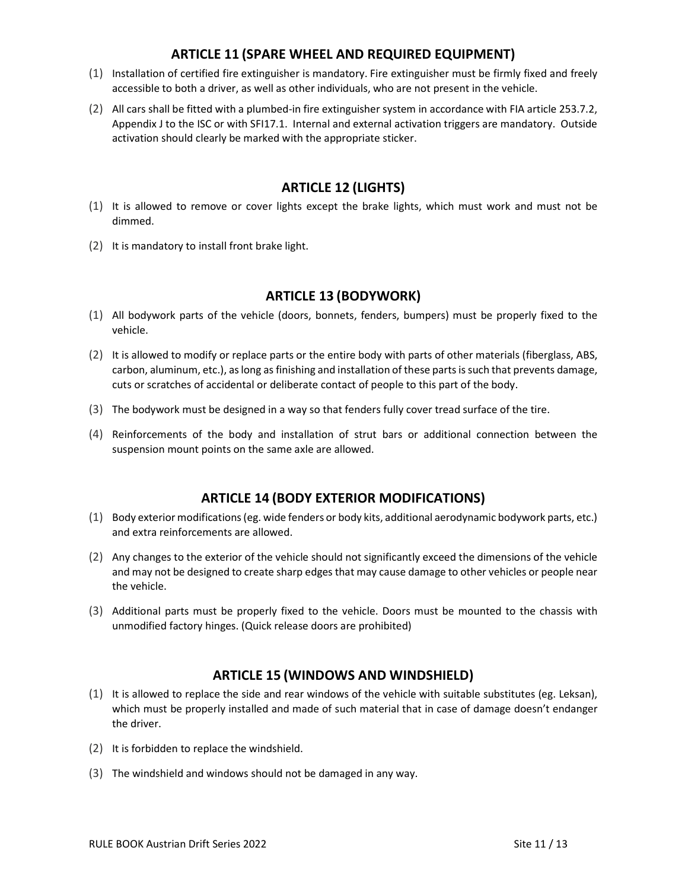## ARTICLE 11 (SPARE WHEEL AND REQUIRED EQUIPMENT)

(1) Installation of certified fire extinguisher is mandatory. Fire extinguisher must be firmly fixed and freely accessible to both a driver, as well as other individuals, who are not present in the vehicle.

(2) All cars shall be fitted with a plumbed-in fire extinguisher system in accordance with FIA article 253.7.2, Appendix J to the ISC or with SFI17.1. Internal and external activation triggers are mandatory. Outside activation should clearly be marked with the appropriate sticker.

## ARTICLE 12 (LIGHTS)

(1) It is allowed to remove or cover lights except the brake lights, which must work and must not be dimmed.

(2) It is mandatory to install front brake light.

## ARTICLE 13 (BODYWORK)

(1) All bodywork parts of the vehicle (doors, bonnets, fenders, bumpers) must be properly fixed to the vehicle.

(2) It is allowed to modify or replace parts or the entire body with parts of other materials (fiberglass, ABS, carbon, aluminum, etc.), as long as finishing and installation of these parts is such that prevents damage, cuts or scratches of accidental or deliberate contact of people to this part of the body.

(3) The bodywork must be designed in a way so that fenders fully cover tread surface of the tire.

(4) Reinforcements of the body and installation of strut bars or additional connection between the suspension mount points on the same axle are allowed.

## ARTICLE 14 (BODY EXTERIOR MODIFICATIONS)

(1) Body exterior modifications (eg. wide fenders or body kits, additional aerodynamic bodywork parts, etc.) and extra reinforcements are allowed.

(2) Any changes to the exterior of the vehicle should not significantly exceed the dimensions of the vehicle and may not be designed to create sharp edges that may cause damage to other vehicles or people near the vehicle.

(3) Additional parts must be properly fixed to the vehicle. Doors must be mounted to the chassis with unmodified factory hinges. (Quick release doors are prohibited)

## ARTICLE 15 (WINDOWS AND WINDSHIELD)

(1) It is allowed to replace the side and rear windows of the vehicle with suitable substitutes (eg. Leksan), which must be properly installed and made of such material that in case of damage doesn't endanger the driver.

(2) It is forbidden to replace the windshield.

(3) The windshield and windows should not be damaged in any way.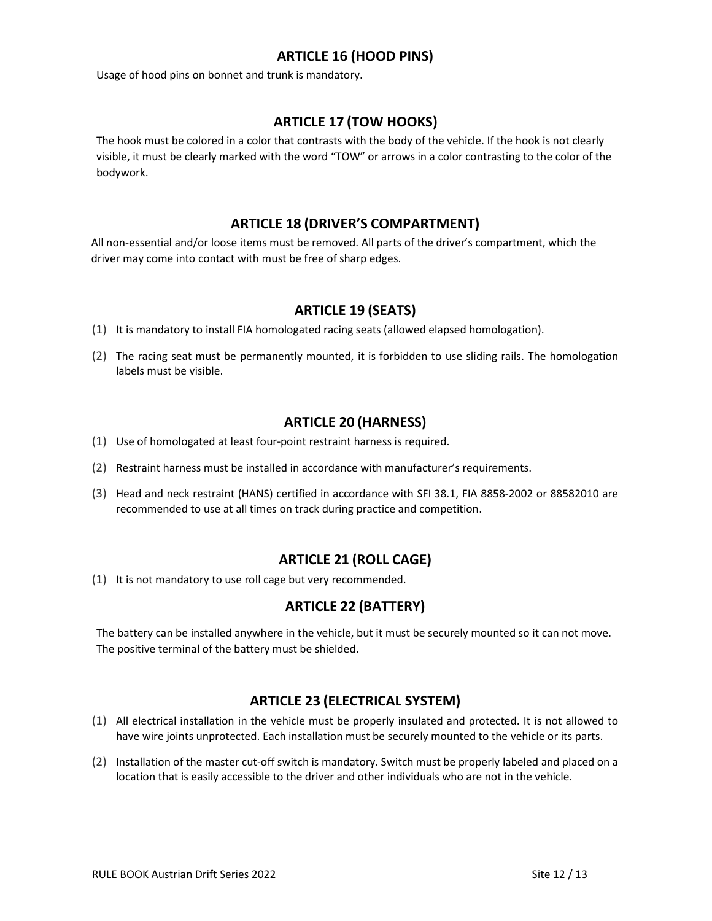## ARTICLE 16 (HOOD PINS)

Usage of hood pins on bonnet and trunk is mandatory.

## ARTICLE 17 (TOW HOOKS)

The hook must be colored in a color that contrasts with the body of the vehicle. If the hook is not clearly visible, it must be clearly marked with the word "TOW" or arrows in a color contrasting to the color of the bodywork.

## ARTICLE 18 (DRIVER'S COMPARTMENT)

All non-essential and/or loose items must be removed. All parts of the driver's compartment, which the driver may come into contact with must be free of sharp edges.

## ARTICLE 19 (SEATS)

(1) It is mandatory to install FIA homologated racing seats (allowed elapsed homologation).

(2) The racing seat must be permanently mounted, it is forbidden to use sliding rails. The homologation labels must be visible.

## ARTICLE 20 (HARNESS)

(1) Use of homologated at least four-point restraint harness is required.

(2) Restraint harness must be installed in accordance with manufacturer's requirements.

(3) Head and neck restraint (HANS) certified in accordance with SFI 38.1, FIA 8858-2002 or 88582010 are recommended to use at all times on track during practice and competition.

## ARTICLE 21 (ROLL CAGE)

(1) It is not mandatory to use roll cage but very recommended.

## ARTICLE 22 (BATTERY)

The battery can be installed anywhere in the vehicle, but it must be securely mounted so it can not move. The positive terminal of the battery must be shielded.

## ARTICLE 23 (ELECTRICAL SYSTEM)

(1) All electrical installation in the vehicle must be properly insulated and protected. It is not allowed to have wire joints unprotected. Each installation must be securely mounted to the vehicle or its parts.

(2) Installation of the master cut-off switch is mandatory. Switch must be properly labeled and placed on a location that is easily accessible to the driver and other individuals who are not in the vehicle.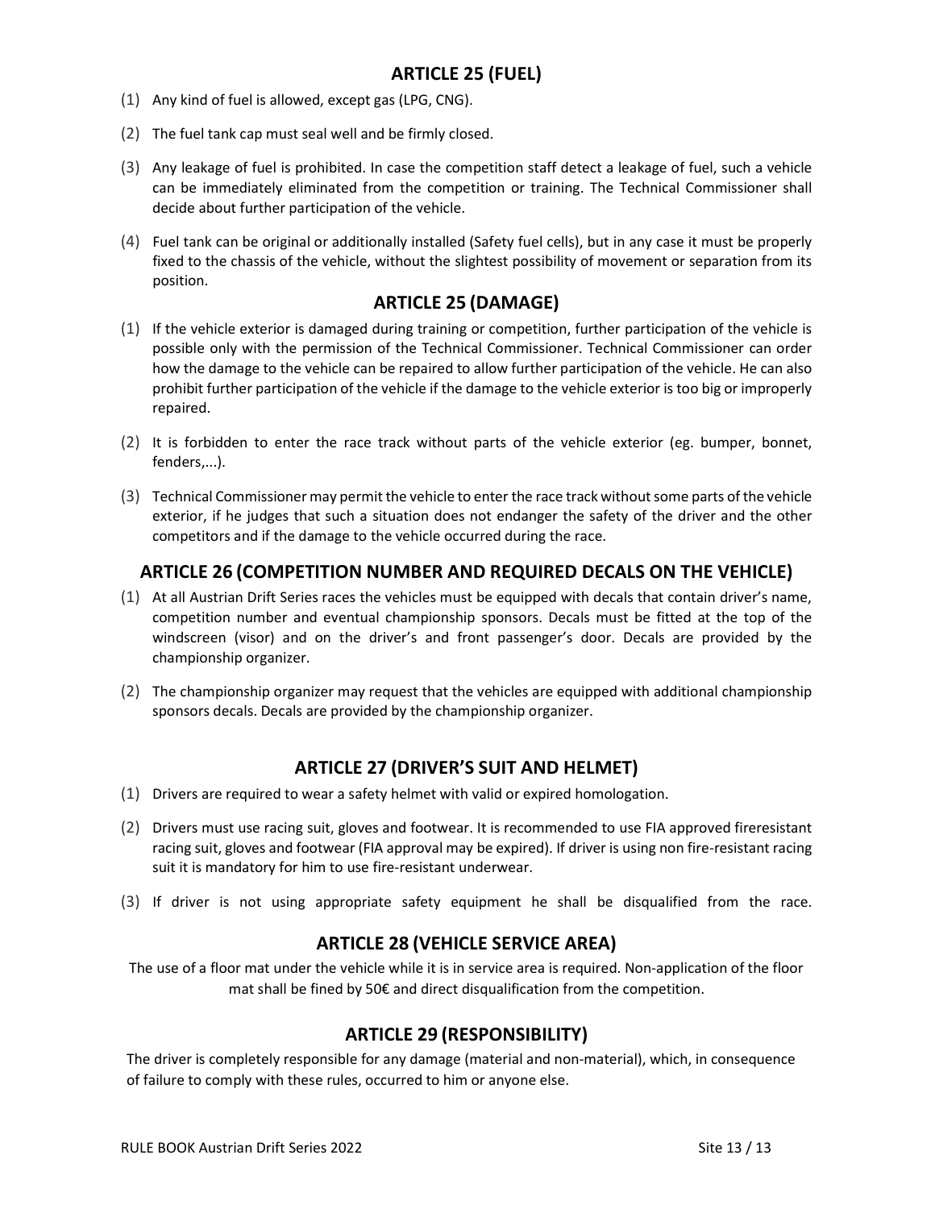## ARTICLE 25 (FUEL)

(1) Any kind of fuel is allowed, except gas (LPG, CNG).

(2) The fuel tank cap must seal well and be firmly closed.

(3) Any leakage of fuel is prohibited. In case the competition staff detect a leakage of fuel, such a vehicle can be immediately eliminated from the competition or training. The Technical Commissioner shall decide about further participation of the vehicle.

(4) Fuel tank can be original or additionally installed (Safety fuel cells), but in any case it must be properly fixed to the chassis of the vehicle, without the slightest possibility of movement or separation from its position.

## ARTICLE 25 (DAMAGE)

(1) If the vehicle exterior is damaged during training or competition, further participation of the vehicle is possible only with the permission of the Technical Commissioner. Technical Commissioner can order how the damage to the vehicle can be repaired to allow further participation of the vehicle. He can also prohibit further participation of the vehicle if the damage to the vehicle exterior is too big or improperly repaired.

(2) It is forbidden to enter the race track without parts of the vehicle exterior (eg. bumper, bonnet, fenders,...).

(3) Technical Commissioner may permit the vehicle to enter the race track without some parts of the vehicle exterior, if he judges that such a situation does not endanger the safety of the driver and the other competitors and if the damage to the vehicle occurred during the race.

## ARTICLE 26 (COMPETITION NUMBER AND REQUIRED DECALS ON THE VEHICLE)

(1) At all Austrian Drift Series races the vehicles must be equipped with decals that contain driver's name, competition number and eventual championship sponsors. Decals must be fitted at the top of the windscreen (visor) and on the driver's and front passenger's door. Decals are provided by the championship organizer.

(2) The championship organizer may request that the vehicles are equipped with additional championship sponsors decals. Decals are provided by the championship organizer.

## ARTICLE 27 (DRIVER'S SUIT AND HELMET)

(1) Drivers are required to wear a safety helmet with valid or expired homologation.

(2) Drivers must use racing suit, gloves and footwear. It is recommended to use FIA approved fireresistant racing suit, gloves and footwear (FIA approval may be expired). If driver is using non fire-resistant racing suit it is mandatory for him to use fire-resistant underwear.

(3) If driver is not using appropriate safety equipment he shall be disqualified from the race.

## ARTICLE 28 (VEHICLE SERVICE AREA)

The use of a floor mat under the vehicle while it is in service area is required. Non-application of the floor mat shall be fined by 50€ and direct disqualification from the competition.

## ARTICLE 29 (RESPONSIBILITY)

The driver is completely responsible for any damage (material and non-material), which, in consequence of failure to comply with these rules, occurred to him or anyone else.